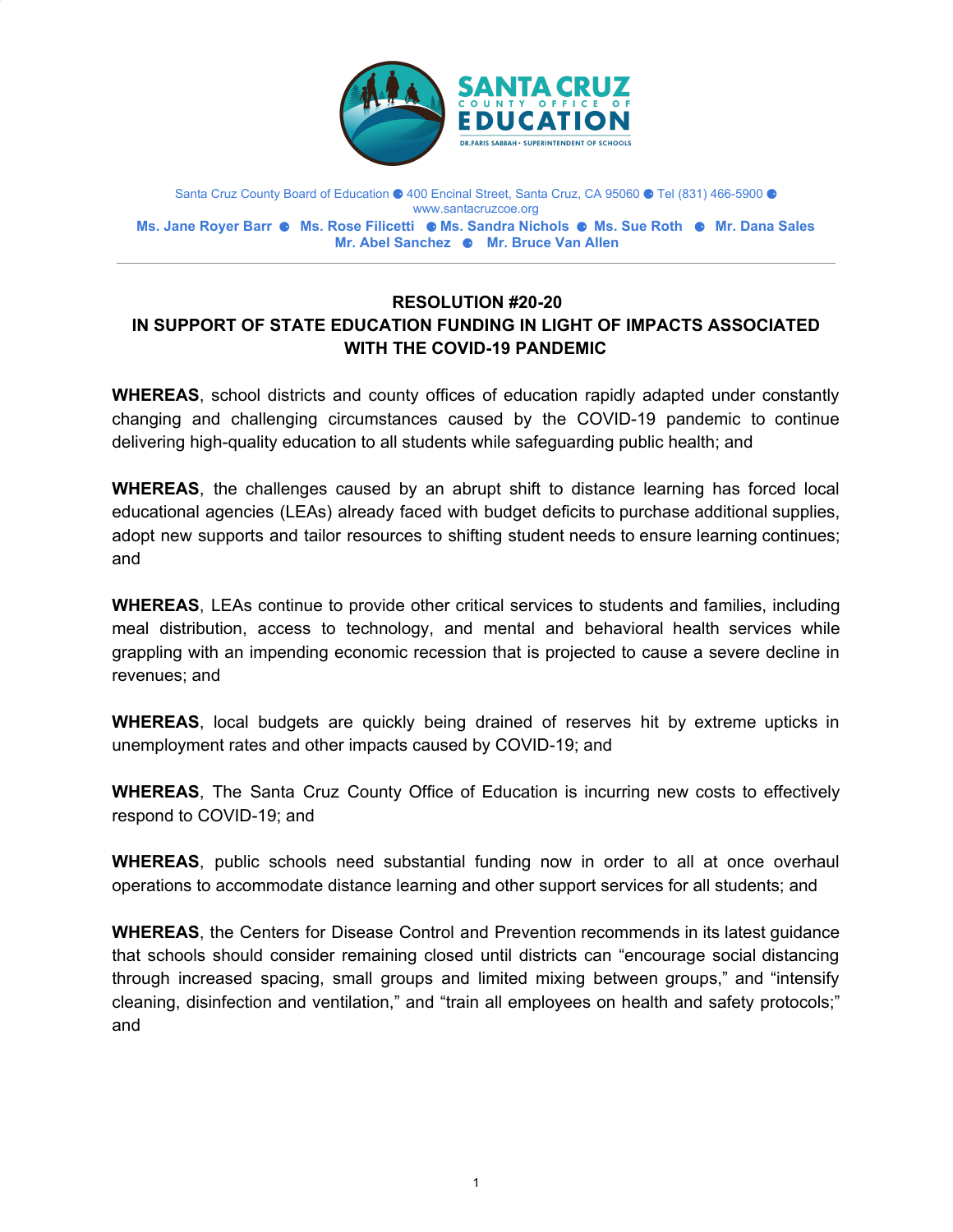SANTA CRUZ COUNTY OFFICE OF EDUCATION

DR. FARIS SABBAH • SUPERINTENDENT OF SCHOOLS

Santa Cruz County Board of Education ● 400 Encinal Street, Santa Cruz, CA 95060 ● Tel (831) 466-5900 ● www.santacruzcoe.org

**Ms. Jane Royer Barr ● Ms. Rose Filicetti ● Ms. Sandra Nichols ● Ms. Sue Roth ● Mr. Dana Sales**
**Mr. Abel Sanchez ● Mr. Bruce Van Allen**

---

## RESOLUTION #20-20
## IN SUPPORT OF STATE EDUCATION FUNDING IN LIGHT OF IMPACTS ASSOCIATED WITH THE COVID-19 PANDEMIC

**WHEREAS**, school districts and county offices of education rapidly adapted under constantly changing and challenging circumstances caused by the COVID-19 pandemic to continue delivering high-quality education to all students while safeguarding public health; and

**WHEREAS**, the challenges caused by an abrupt shift to distance learning has forced local educational agencies (LEAs) already faced with budget deficits to purchase additional supplies, adopt new supports and tailor resources to shifting student needs to ensure learning continues; and

**WHEREAS**, LEAs continue to provide other critical services to students and families, including meal distribution, access to technology, and mental and behavioral health services while grappling with an impending economic recession that is projected to cause a severe decline in revenues; and

**WHEREAS**, local budgets are quickly being drained of reserves hit by extreme upticks in unemployment rates and other impacts caused by COVID-19; and

**WHEREAS**, The Santa Cruz County Office of Education is incurring new costs to effectively respond to COVID-19; and

**WHEREAS**, public schools need substantial funding now in order to all at once overhaul operations to accommodate distance learning and other support services for all students; and

**WHEREAS**, the Centers for Disease Control and Prevention recommends in its latest guidance that schools should consider remaining closed until districts can "encourage social distancing through increased spacing, small groups and limited mixing between groups," and "intensify cleaning, disinfection and ventilation," and "train all employees on health and safety protocols;" and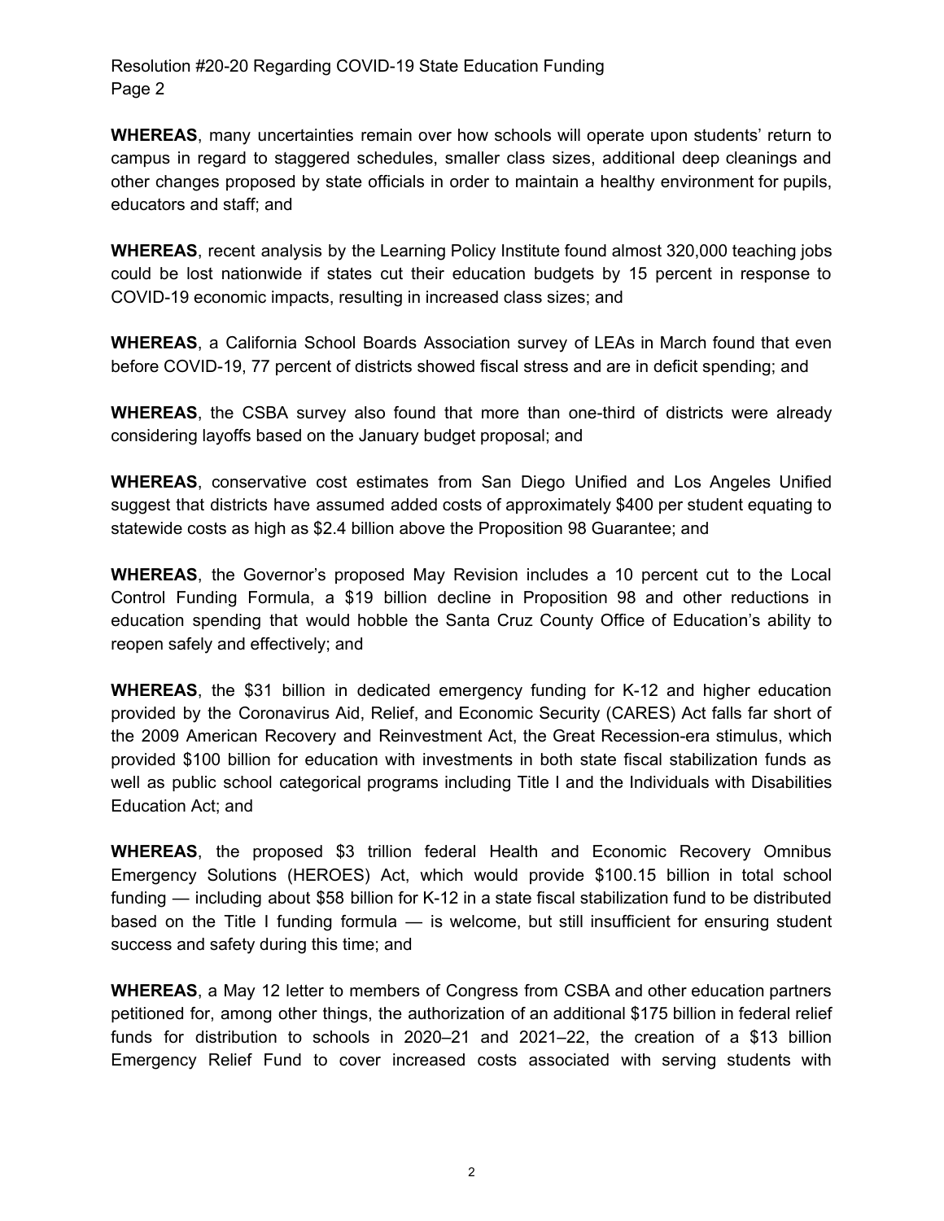**WHEREAS**, many uncertainties remain over how schools will operate upon students' return to campus in regard to staggered schedules, smaller class sizes, additional deep cleanings and other changes proposed by state officials in order to maintain a healthy environment for pupils, educators and staff; and

**WHEREAS**, recent analysis by the Learning Policy Institute found almost 320,000 teaching jobs could be lost nationwide if states cut their education budgets by 15 percent in response to COVID-19 economic impacts, resulting in increased class sizes; and

**WHEREAS**, a California School Boards Association survey of LEAs in March found that even before COVID-19, 77 percent of districts showed fiscal stress and are in deficit spending; and

**WHEREAS**, the CSBA survey also found that more than one-third of districts were already considering layoffs based on the January budget proposal; and

**WHEREAS**, conservative cost estimates from San Diego Unified and Los Angeles Unified suggest that districts have assumed added costs of approximately $400 per student equating to statewide costs as high as $2.4 billion above the Proposition 98 Guarantee; and

**WHEREAS**, the Governor's proposed May Revision includes a 10 percent cut to the Local Control Funding Formula, a $19 billion decline in Proposition 98 and other reductions in education spending that would hobble the Santa Cruz County Office of Education's ability to reopen safely and effectively; and

**WHEREAS**, the $31 billion in dedicated emergency funding for K-12 and higher education provided by the Coronavirus Aid, Relief, and Economic Security (CARES) Act falls far short of the 2009 American Recovery and Reinvestment Act, the Great Recession-era stimulus, which provided $100 billion for education with investments in both state fiscal stabilization funds as well as public school categorical programs including Title I and the Individuals with Disabilities Education Act; and

**WHEREAS**, the proposed $3 trillion federal Health and Economic Recovery Omnibus Emergency Solutions (HEROES) Act, which would provide $100.15 billion in total school funding — including about $58 billion for K-12 in a state fiscal stabilization fund to be distributed based on the Title I funding formula — is welcome, but still insufficient for ensuring student success and safety during this time; and

**WHEREAS**, a May 12 letter to members of Congress from CSBA and other education partners petitioned for, among other things, the authorization of an additional $175 billion in federal relief funds for distribution to schools in 2020–21 and 2021–22, the creation of a $13 billion Emergency Relief Fund to cover increased costs associated with serving students with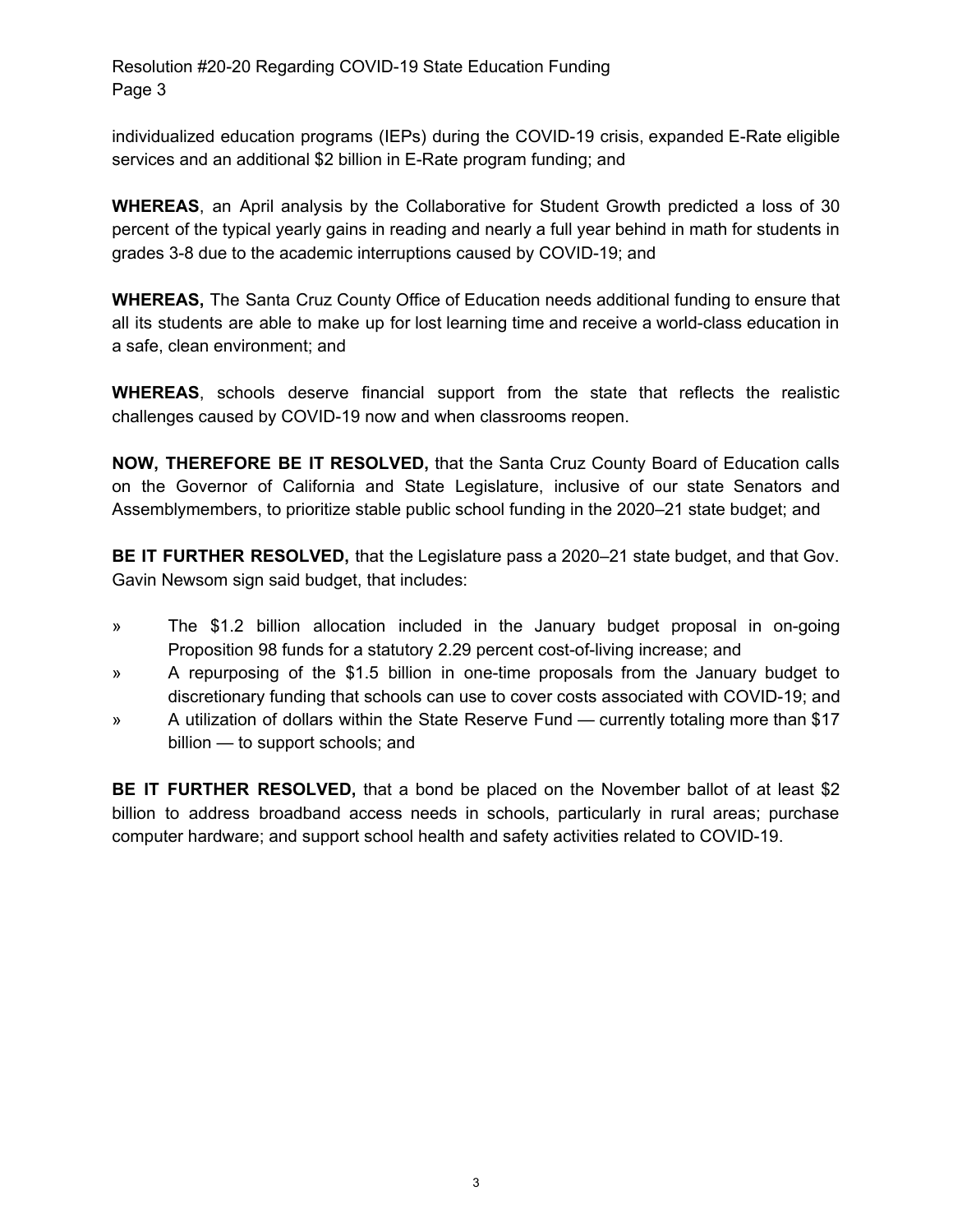individualized education programs (IEPs) during the COVID-19 crisis, expanded E-Rate eligible services and an additional $2 billion in E-Rate program funding; and

**WHEREAS**, an April analysis by the Collaborative for Student Growth predicted a loss of 30 percent of the typical yearly gains in reading and nearly a full year behind in math for students in grades 3-8 due to the academic interruptions caused by COVID-19; and

**WHEREAS,** The Santa Cruz County Office of Education needs additional funding to ensure that all its students are able to make up for lost learning time and receive a world-class education in a safe, clean environment; and

**WHEREAS**, schools deserve financial support from the state that reflects the realistic challenges caused by COVID-19 now and when classrooms reopen.

**NOW, THEREFORE BE IT RESOLVED,** that the Santa Cruz County Board of Education calls on the Governor of California and State Legislature, inclusive of our state Senators and Assemblymembers, to prioritize stable public school funding in the 2020–21 state budget; and

**BE IT FURTHER RESOLVED,** that the Legislature pass a 2020–21 state budget, and that Gov. Gavin Newsom sign said budget, that includes:

» The $1.2 billion allocation included in the January budget proposal in on-going Proposition 98 funds for a statutory 2.29 percent cost-of-living increase; and

» A repurposing of the $1.5 billion in one-time proposals from the January budget to discretionary funding that schools can use to cover costs associated with COVID-19; and

» A utilization of dollars within the State Reserve Fund — currently totaling more than $17 billion — to support schools; and

**BE IT FURTHER RESOLVED,** that a bond be placed on the November ballot of at least $2 billion to address broadband access needs in schools, particularly in rural areas; purchase computer hardware; and support school health and safety activities related to COVID-19.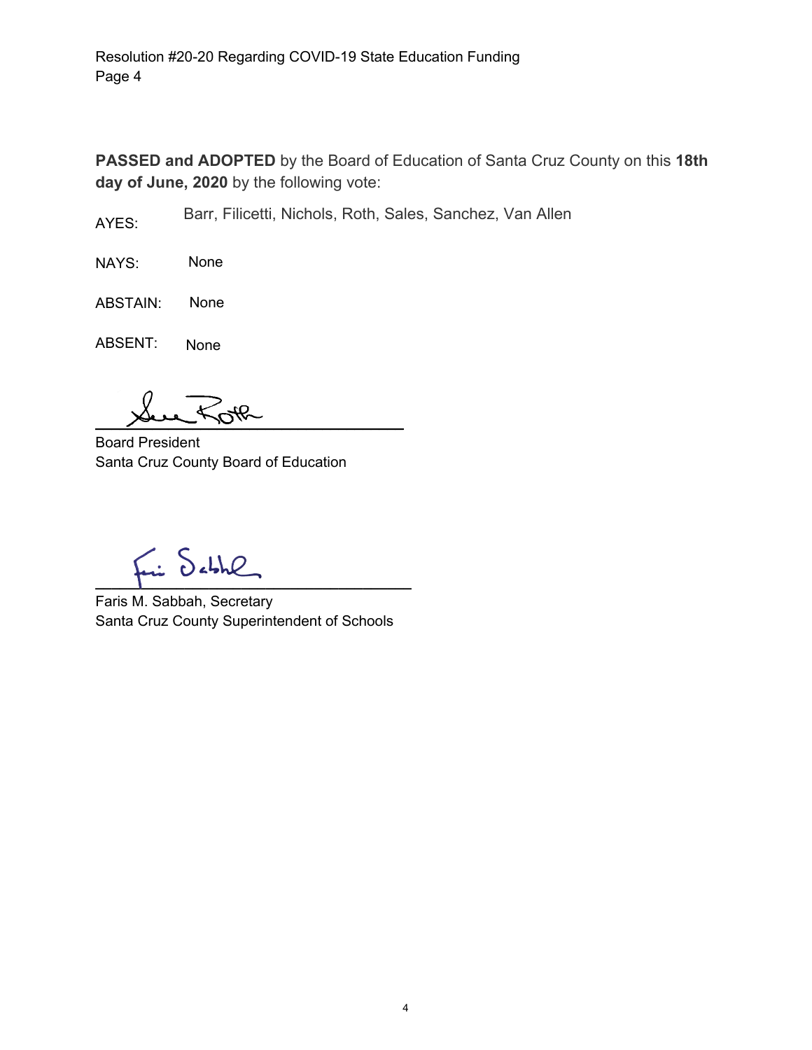**PASSED and ADOPTED** by the Board of Education of Santa Cruz County on this **18th day of June, 2020** by the following vote:

AYES: Barr, Filicetti, Nichols, Roth, Sales, Sanchez, Van Allen

NAYS: None

ABSTAIN: None

ABSENT: None

\_\_\_\_\_\_\_\_\_\_\_\_\_\_\_\_\_\_\_\_\_\_\_\_\_\_\_\_\_\_\_\_\_\_\_\_
Board President
Santa Cruz County Board of Education

\_\_\_\_\_\_\_\_\_\_\_\_\_\_\_\_\_\_\_\_\_\_\_\_\_\_\_\_\_\_\_\_\_\_\_\_
Faris M. Sabbah, Secretary
Santa Cruz County Superintendent of Schools